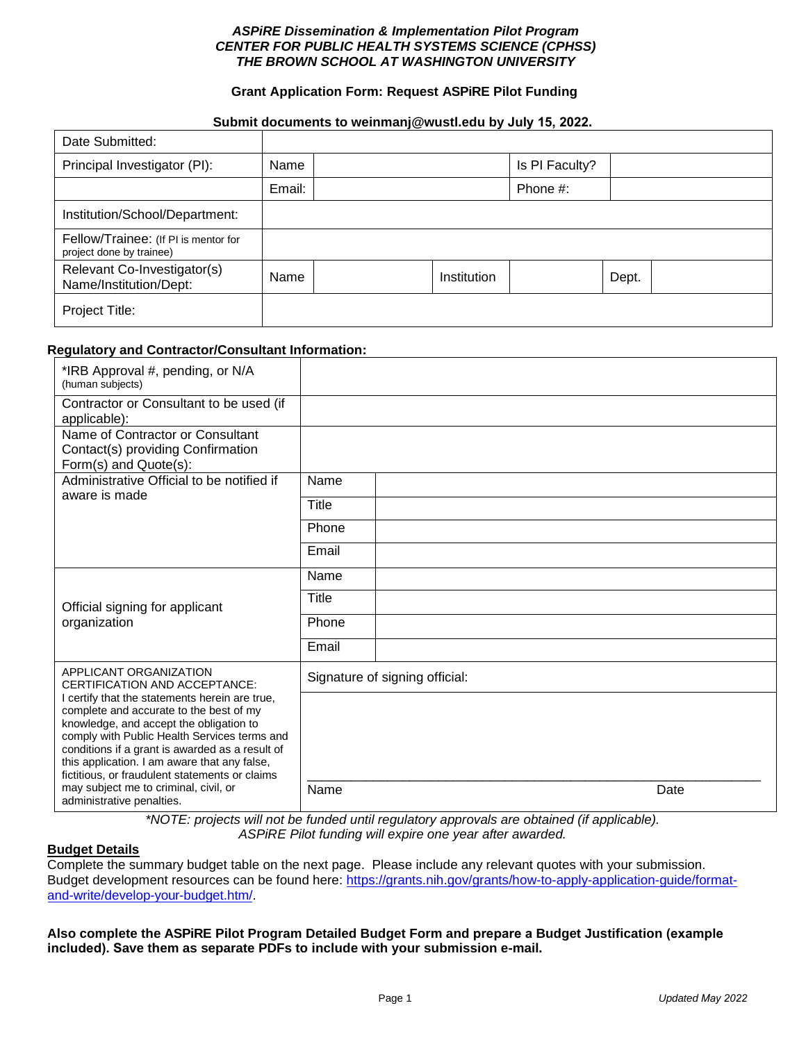***ASPiRE Dissemination & Implementation Pilot Program***
***CENTER FOR PUBLIC HEALTH SYSTEMS SCIENCE (CPHSS)***
***THE BROWN SCHOOL AT WASHINGTON UNIVERSITY***

**Grant Application Form: Request ASPiRE Pilot Funding**

**Submit documents to weinmanj@wustl.edu by July 15, 2022.**

| Date Submitted: | | | | | | |
|---|---|---|---|---|---|---|
| Principal Investigator (PI): | Name | | Is PI Faculty? | | | |
| | Email: | | Phone #: | | | |
| Institution/School/Department: | | | | | | |
| Fellow/Trainee: (If PI is mentor for project done by trainee) | | | | | | |
| Relevant Co-Investigator(s) Name/Institution/Dept: | Name | | Institution | | Dept. | |
| Project Title: | | | | | | |

**Regulatory and Contractor/Consultant Information:**

| *IRB Approval #, pending, or N/A (human subjects) | | |
|---|---|---|
| Contractor or Consultant to be used (if applicable): | | |
| Name of Contractor or Consultant Contact(s) providing Confirmation Form(s) and Quote(s): | | |
| Administrative Official to be notified if aware is made | Name | |
| | Title | |
| | Phone | |
| | Email | |
| Official signing for applicant organization | Name | |
| | Title | |
| | Phone | |
| | Email | |
| APPLICANT ORGANIZATION CERTIFICATION AND ACCEPTANCE: I certify that the statements herein are true, complete and accurate to the best of my knowledge, and accept the obligation to comply with Public Health Services terms and conditions if a grant is awarded as a result of this application. I am aware that any false, fictitious, or fraudulent statements or claims may subject me to criminal, civil, or administrative penalties. | Signature of signing official: _______________________________ Name Date | |

*\*NOTE: projects will not be funded until regulatory approvals are obtained (if applicable). ASPiRE Pilot funding will expire one year after awarded.*

**Budget Details**

Complete the summary budget table on the next page. Please include any relevant quotes with your submission. Budget development resources can be found here: https://grants.nih.gov/grants/how-to-apply-application-guide/format-and-write/develop-your-budget.htm/.

**Also complete the ASPiRE Pilot Program Detailed Budget Form and prepare a Budget Justification (example included). Save them as separate PDFs to include with your submission e-mail.**

*Updated May 2022*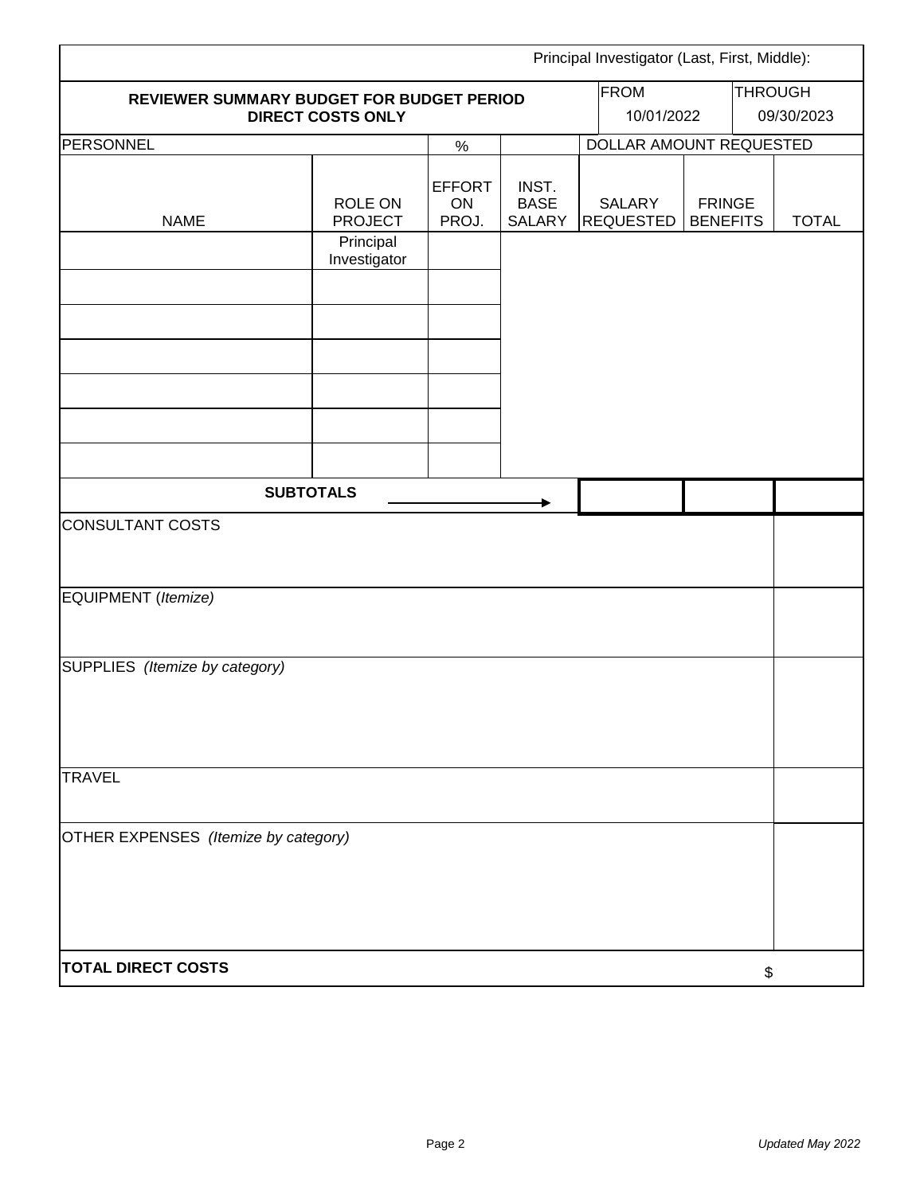Principal Investigator (Last, First, Middle):

| **REVIEWER SUMMARY BUDGET FOR BUDGET PERIOD DIRECT COSTS ONLY** | | | | FROM 10/01/2022 | | THROUGH 09/30/2023 |
|---|---|---|---|---|---|---|
| PERSONNEL | | % | | DOLLAR AMOUNT REQUESTED | | |
| NAME | ROLE ON PROJECT | EFFORT ON PROJ. | INST. BASE SALARY | SALARY REQUESTED | FRINGE BENEFITS | TOTAL |
| | Principal Investigator | | | | | |
| | | | | | | |
| | | | | | | |
| | | | | | | |
| | | | | | | |
| | | | | | | |
| | | | | | | |
| **SUBTOTALS** | | | → | | | |
| CONSULTANT COSTS | | | | | | |
| EQUIPMENT (*Itemize*) | | | | | | |
| SUPPLIES *(Itemize by category)* | | | | | | |
| TRAVEL | | | | | | |
| OTHER EXPENSES *(Itemize by category)* | | | | | | |
| **TOTAL DIRECT COSTS** | | | | | | $ |

*Updated May 2022*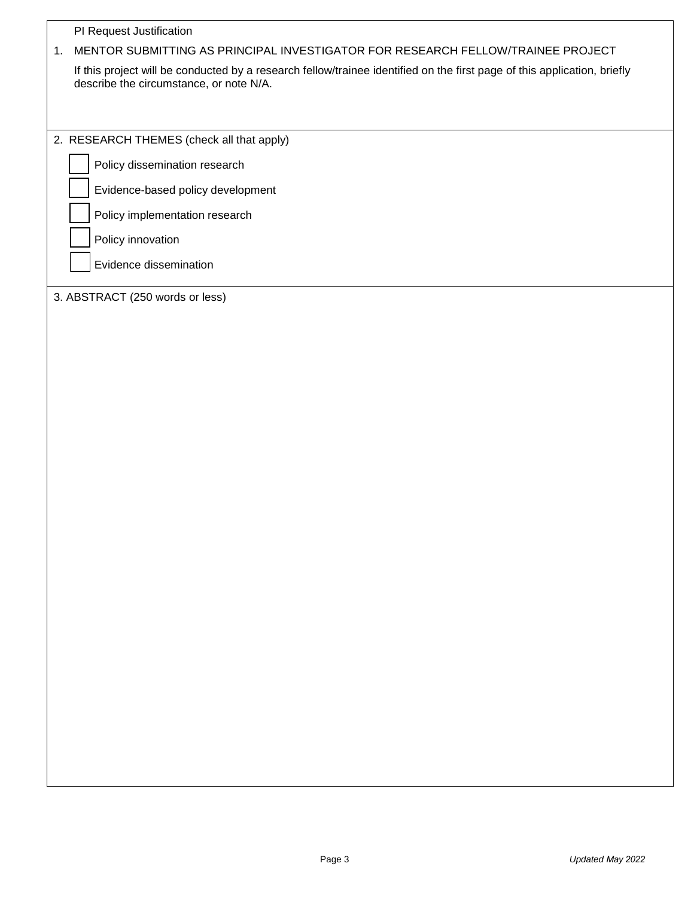PI Request Justification

1. MENTOR SUBMITTING AS PRINCIPAL INVESTIGATOR FOR RESEARCH FELLOW/TRAINEE PROJECT

   If this project will be conducted by a research fellow/trainee identified on the first page of this application, briefly describe the circumstance, or note N/A.

2. RESEARCH THEMES (check all that apply)

   - [ ] Policy dissemination research
   - [ ] Evidence-based policy development
   - [ ] Policy implementation research
   - [ ] Policy innovation
   - [ ] Evidence dissemination

3. ABSTRACT (250 words or less)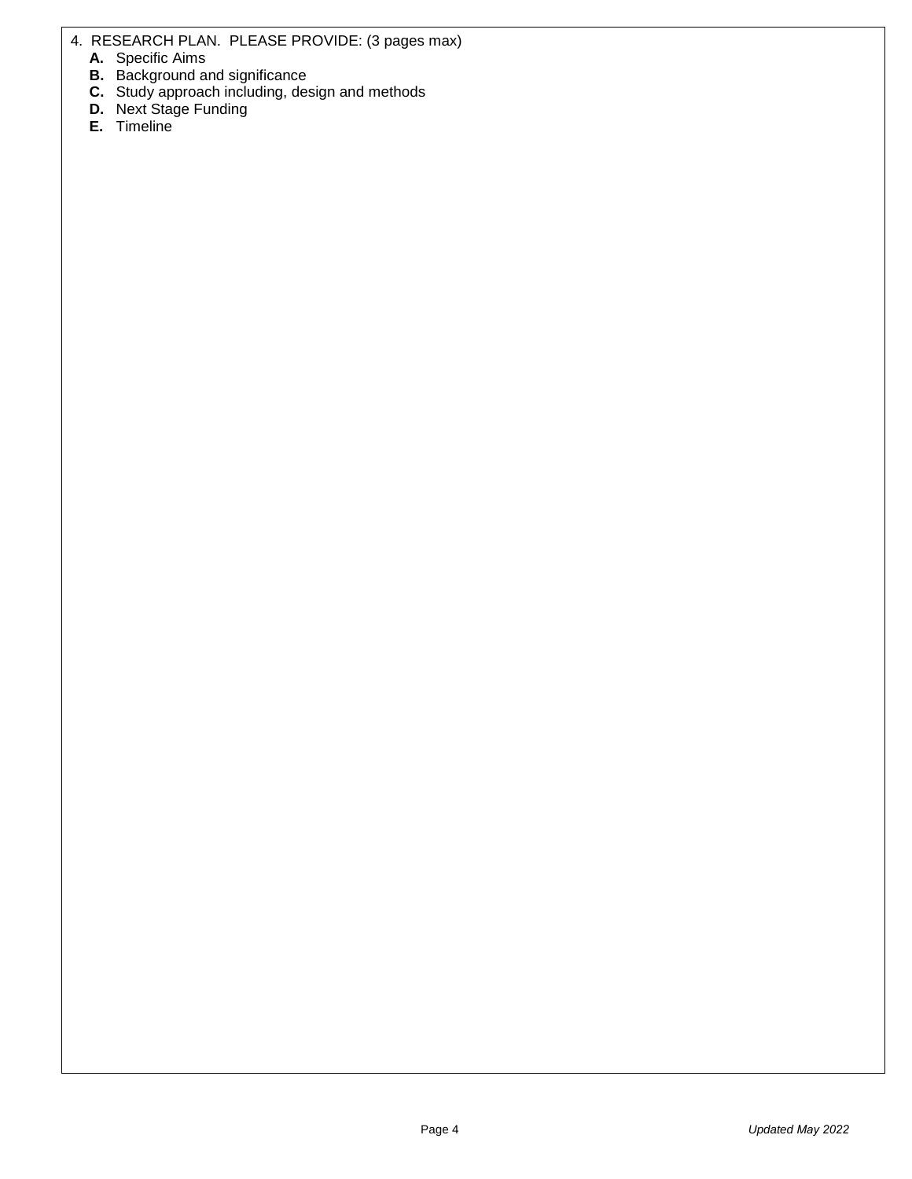4. RESEARCH PLAN. PLEASE PROVIDE: (3 pages max)

   **A.** Specific Aims
   **B.** Background and significance
   **C.** Study approach including, design and methods
   **D.** Next Stage Funding
   **E.** Timeline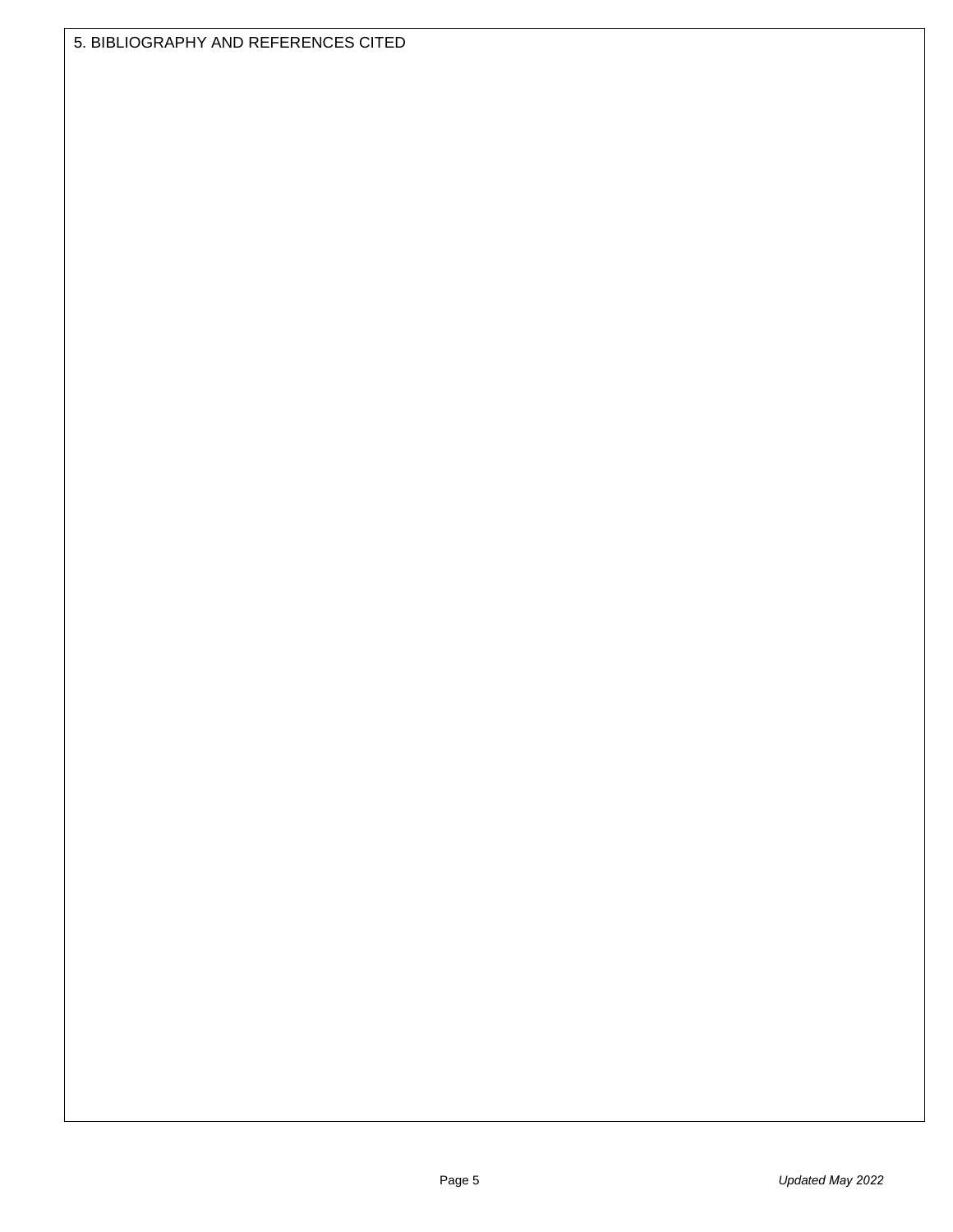## 5. BIBLIOGRAPHY AND REFERENCES CITED

*Updated May 2022*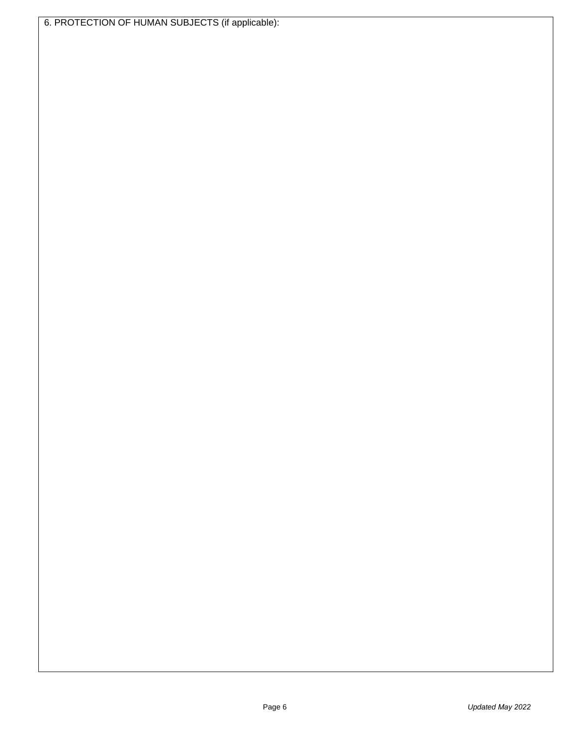6. PROTECTION OF HUMAN SUBJECTS (if applicable):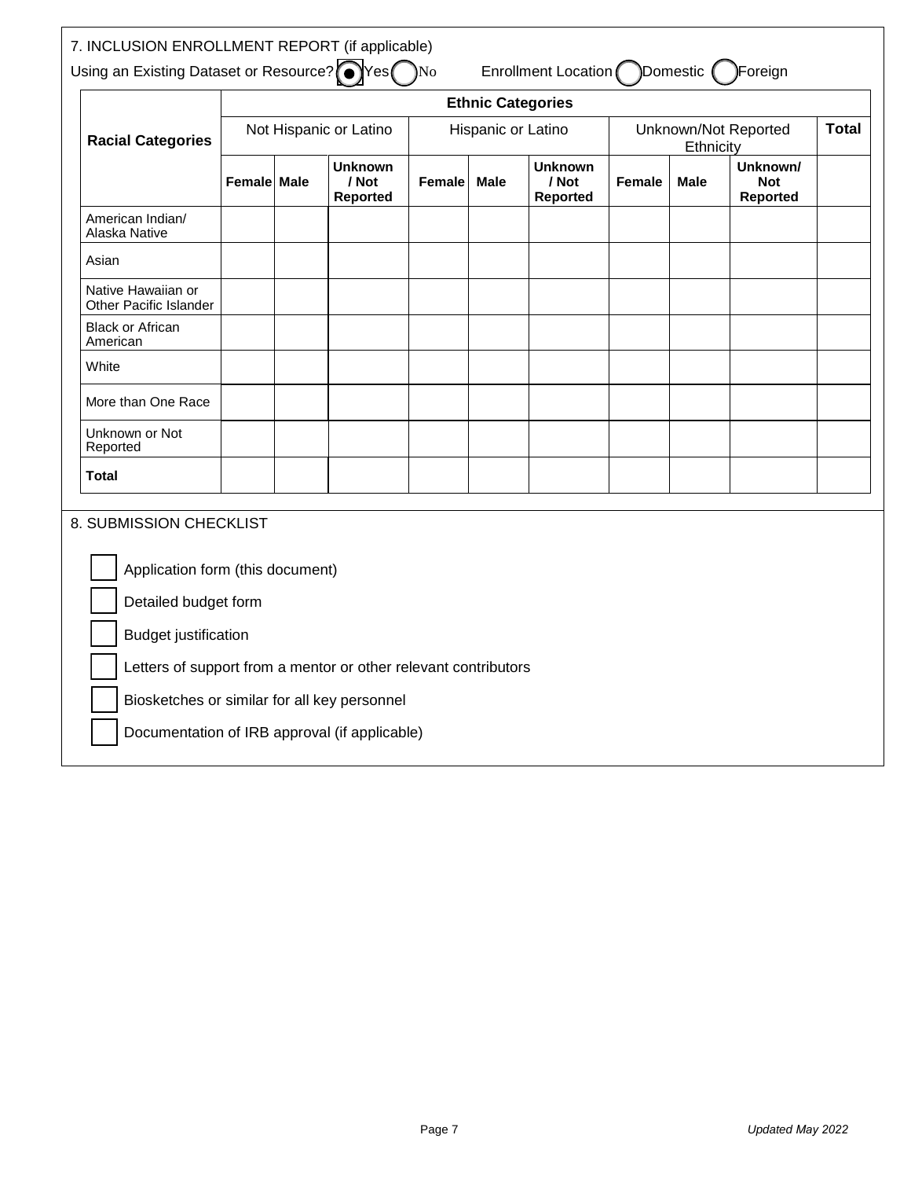## 7. INCLUSION ENROLLMENT REPORT (if applicable)

Using an Existing Dataset or Resource? (●) Yes ( ) No Enrollment Location ( ) Domestic ( ) Foreign

| Racial Categories | Ethnic Categories | | | | | | | | | |
|---|---|---|---|---|---|---|---|---|---|---|
| | Not Hispanic or Latino | | | Hispanic or Latino | | | Unknown/Not Reported Ethnicity | | | Total |
| | **Female** | **Male** | **Unknown / Not Reported** | **Female** | **Male** | **Unknown / Not Reported** | **Female** | **Male** | **Unknown/ Not Reported** | |
| American Indian/ Alaska Native | | | | | | | | | | |
| Asian | | | | | | | | | | |
| Native Hawaiian or Other Pacific Islander | | | | | | | | | | |
| Black or African American | | | | | | | | | | |
| White | | | | | | | | | | |
| More than One Race | | | | | | | | | | |
| Unknown or Not Reported | | | | | | | | | | |
| **Total** | | | | | | | | | | |

## 8. SUBMISSION CHECKLIST

- [ ] Application form (this document)
- [ ] Detailed budget form
- [ ] Budget justification
- [ ] Letters of support from a mentor or other relevant contributors
- [ ] Biosketches or similar for all key personnel
- [ ] Documentation of IRB approval (if applicable)

*Updated May 2022*